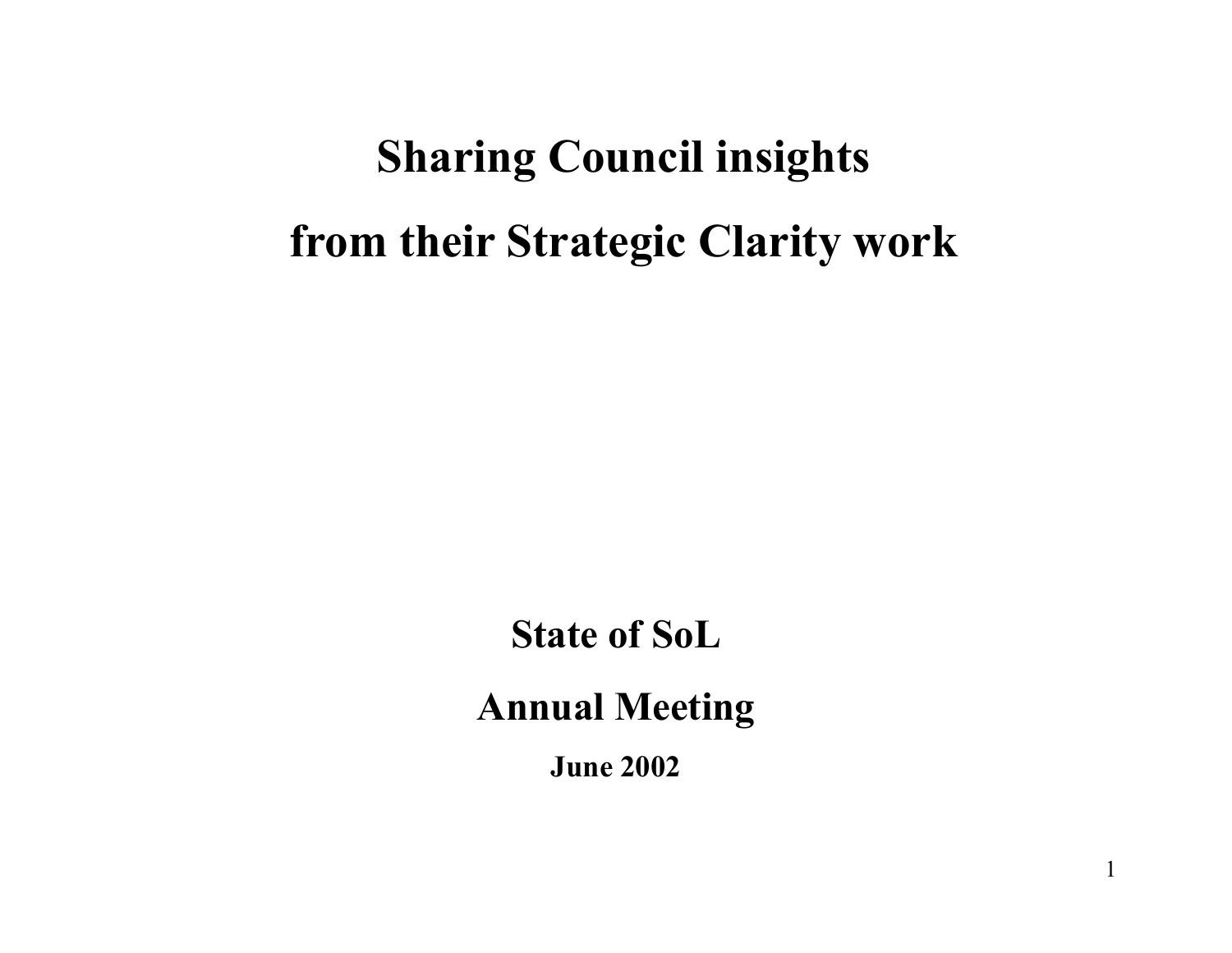# Sharing Council insights

# from their Strategic Clarity work

**State of SoL**

**Annual Meeting**

**June 2002**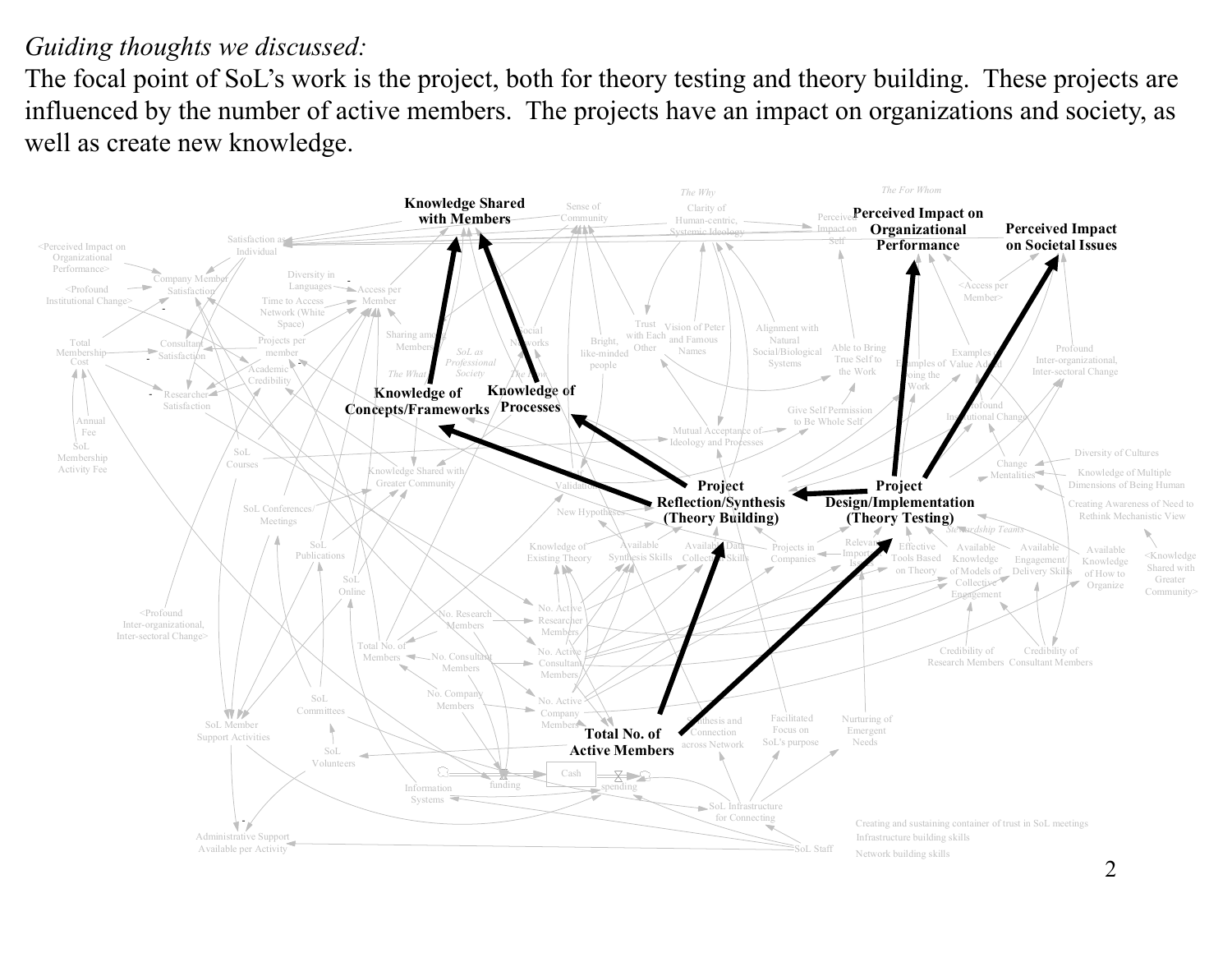*Guiding thoughts we discussed:*

The focal point of SoL's work is the project, both for theory testing and theory building. These projects are influenced by the number of active members. The projects have an impact on organizations and society, as well as create new knowledge.

**Knowledge Shared with Members**

**Perceived Impact on Organizational Performance**

**Perceived Impact on Societal Issues**

**Knowledge of Concepts/Frameworks**

**Knowledge of Processes**

**Project Reflection/Synthesis (Theory Building)**

**Project Design/Implementation (Theory Testing)**

**Total No. of Active Members**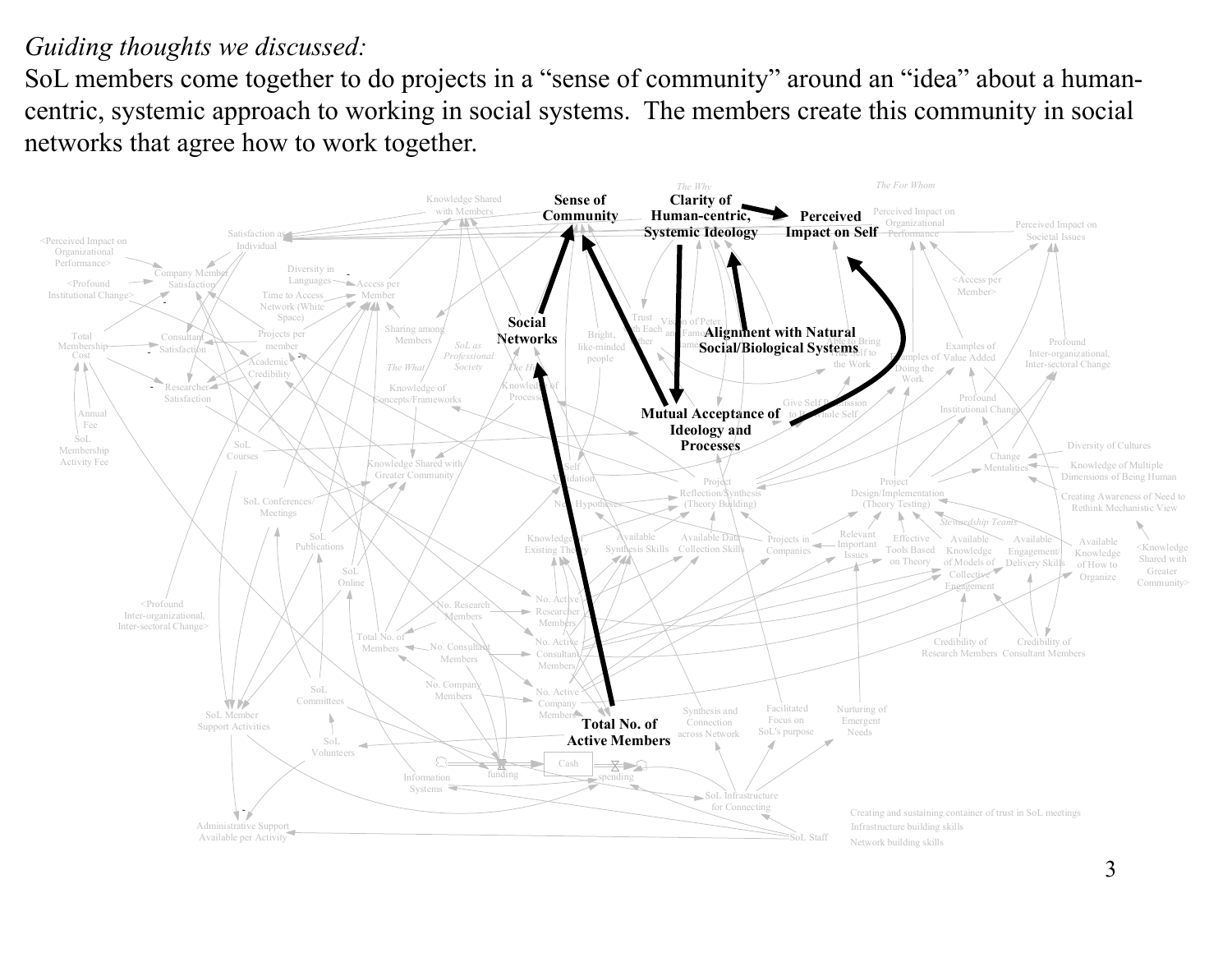*Guiding thoughts we discussed:*

SoL members come together to do projects in a "sense of community" around an "idea" about a human-centric, systemic approach to working in social systems. The members create this community in social networks that agree how to work together.

**Sense of Community**

**Clarity of Human-centric, Systemic Ideology**

**Perceived Impact on Self**

**Social Networks**

**Alignment with Natural Social/Biological Systems**

**Mutual Acceptance of Ideology and Processes**

**Total No. of Active Members**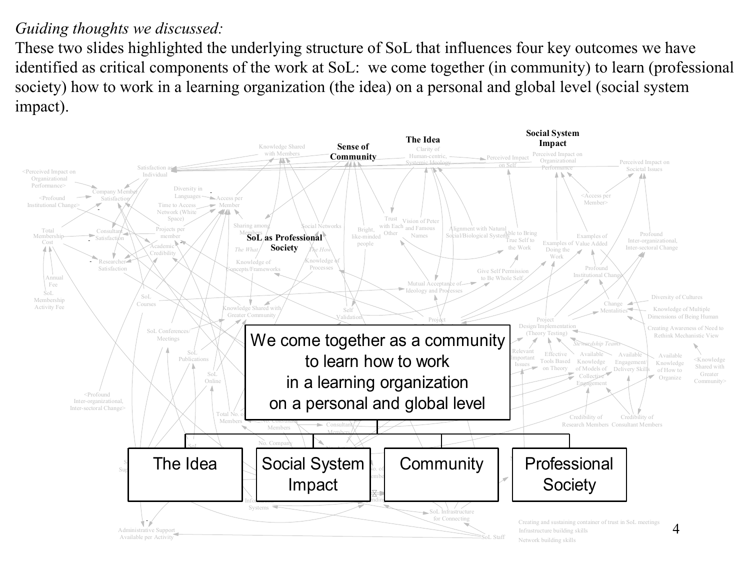*Guiding thoughts we discussed:*

These two slides highlighted the underlying structure of SoL that influences four key outcomes we have identified as critical components of the work at SoL: we come together (in community) to learn (professional society) how to work in a learning organization (the idea) on a personal and global level (social system impact).

We come together as a community to learn how to work in a learning organization on a personal and global level

- The Idea
- Social System Impact
- Community
- Professional Society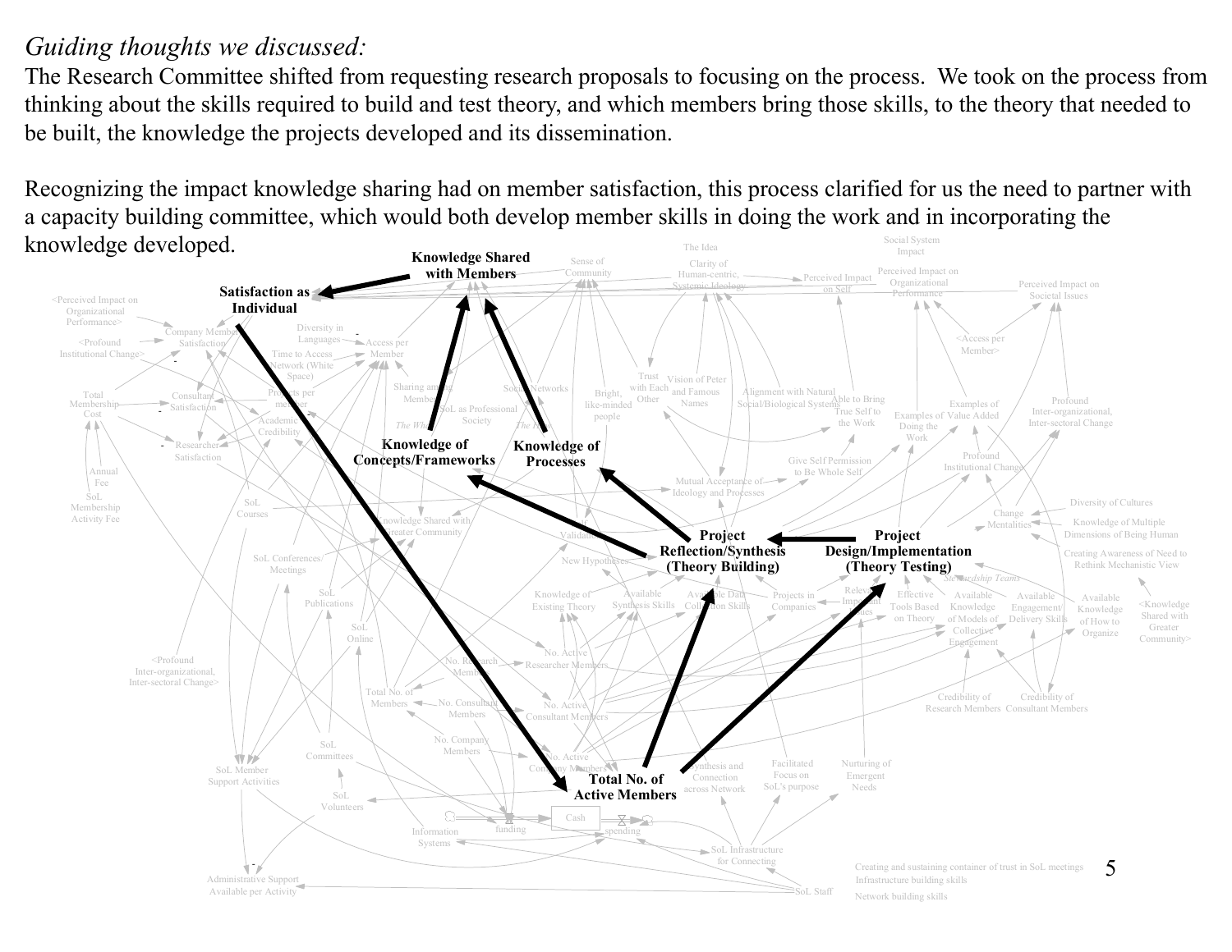*Guiding thoughts we discussed:*

The Research Committee shifted from requesting research proposals to focusing on the process. We took on the process from thinking about the skills required to build and test theory, and which members bring those skills, to the theory that needed to be built, the knowledge the projects developed and its dissemination.

Recognizing the impact knowledge sharing had on member satisfaction, this process clarified for us the need to partner with a capacity building committee, which would both develop member skills in doing the work and in incorporating the knowledge developed.

**Knowledge Shared with Members**

**Satisfaction as Individual**

**Knowledge of Concepts/Frameworks**

**Knowledge of Processes**

**Project Reflection/Synthesis (Theory Building)**

**Project Design/Implementation (Theory Testing)**

**Total No. of Active Members**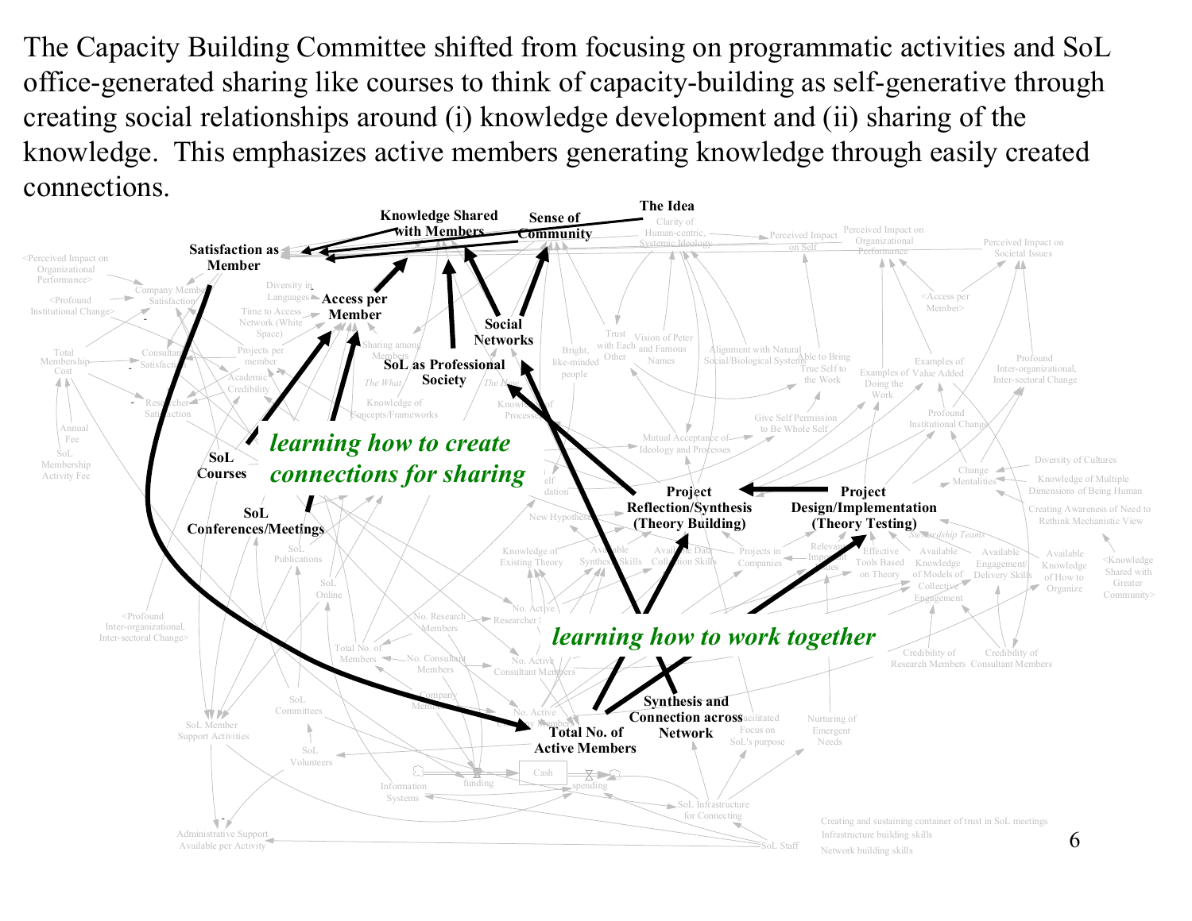The Capacity Building Committee shifted from focusing on programmatic activities and SoL office-generated sharing like courses to think of capacity-building as self-generative through creating social relationships around (i) knowledge development and (ii) sharing of the knowledge. This emphasizes active members generating knowledge through easily created connections.

The Idea

Knowledge Shared with Members

Sense of Community

Satisfaction as Member

Access per Member

Social Networks

SoL as Professional Society

*learning how to create connections for sharing*

SoL Courses

SoL Conferences/Meetings

Project Reflection/Synthesis (Theory Building)

Project Design/Implementation (Theory Testing)

*learning how to work together*

Synthesis and Connection across Network

Total No. of Active Members